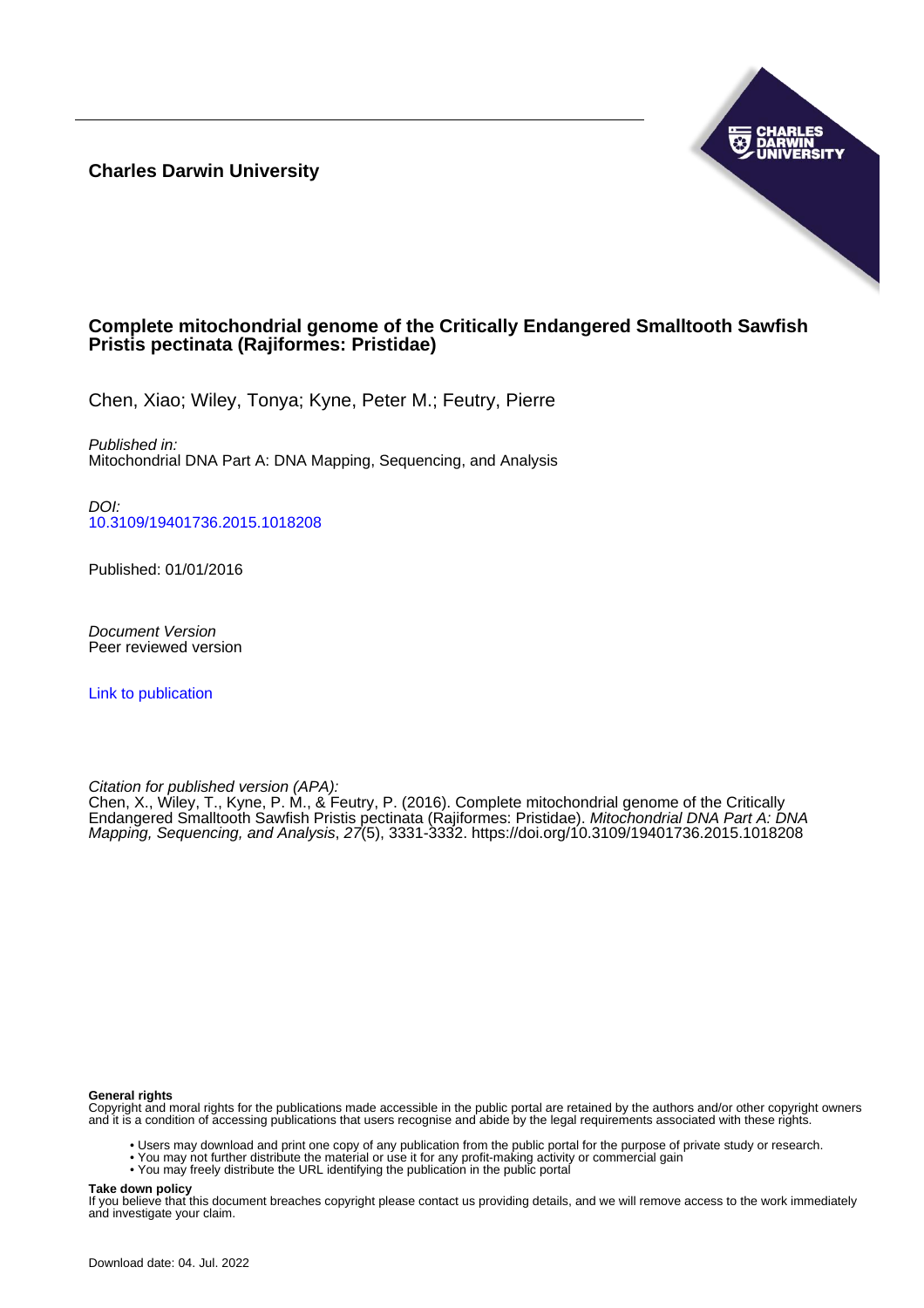**Charles Darwin University**

# Complete mitochondrial genome of the Critically Endangered Smalltooth Sawfish Pristis pectinata (Rajiformes: Pristidae)

Chen, Xiao; Wiley, Tonya; Kyne, Peter M.; Feutry, Pierre

*Published in:*
Mitochondrial DNA Part A: DNA Mapping, Sequencing, and Analysis

*DOI:*
10.3109/19401736.2015.1018208

Published: 01/01/2016

*Document Version*
Peer reviewed version

Link to publication

*Citation for published version (APA):*
Chen, X., Wiley, T., Kyne, P. M., & Feutry, P. (2016). Complete mitochondrial genome of the Critically Endangered Smalltooth Sawfish Pristis pectinata (Rajiformes: Pristidae). *Mitochondrial DNA Part A: DNA Mapping, Sequencing, and Analysis*, *27*(5), 3331-3332. https://doi.org/10.3109/19401736.2015.1018208

**General rights**
Copyright and moral rights for the publications made accessible in the public portal are retained by the authors and/or other copyright owners and it is a condition of accessing publications that users recognise and abide by the legal requirements associated with these rights.

- Users may download and print one copy of any publication from the public portal for the purpose of private study or research.
- You may not further distribute the material or use it for any profit-making activity or commercial gain
- You may freely distribute the URL identifying the publication in the public portal

**Take down policy**
If you believe that this document breaches copyright please contact us providing details, and we will remove access to the work immediately and investigate your claim.

Download date: 04. Jul. 2022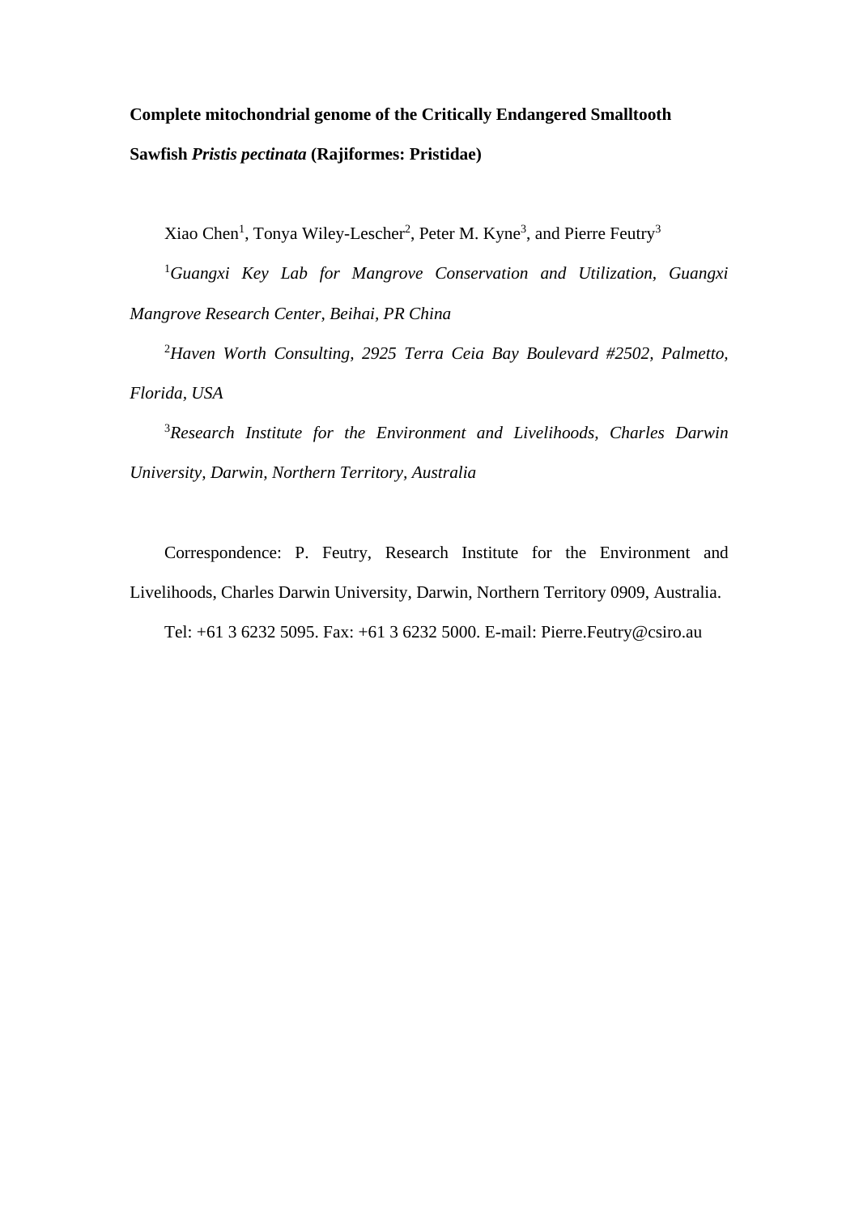**Complete mitochondrial genome of the Critically Endangered Smalltooth Sawfish *Pristis pectinata* (Rajiformes: Pristidae)**

Xiao Chen[1], Tonya Wiley-Lescher[2], Peter M. Kyne[3], and Pierre Feutry[3]

[1]*Guangxi Key Lab for Mangrove Conservation and Utilization, Guangxi Mangrove Research Center, Beihai, PR China*

[2]*Haven Worth Consulting, 2925 Terra Ceia Bay Boulevard #2502, Palmetto, Florida, USA*

[3]*Research Institute for the Environment and Livelihoods, Charles Darwin University, Darwin, Northern Territory, Australia*

Correspondence: P. Feutry, Research Institute for the Environment and Livelihoods, Charles Darwin University, Darwin, Northern Territory 0909, Australia.

Tel: +61 3 6232 5095. Fax: +61 3 6232 5000. E-mail: Pierre.Feutry@csiro.au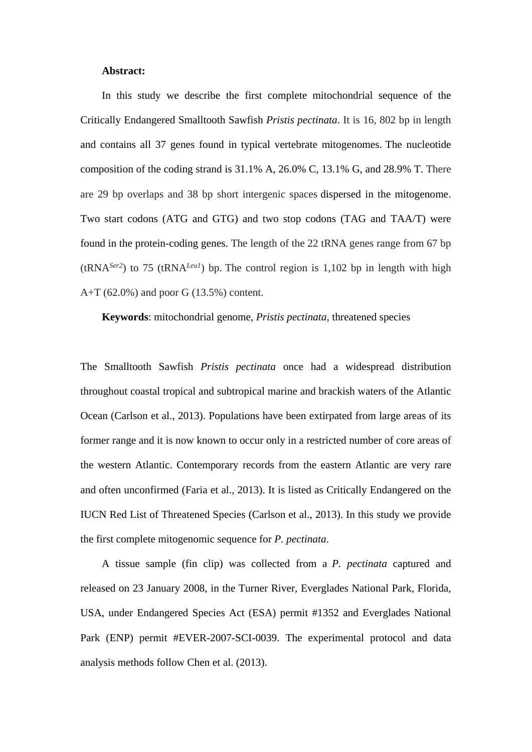**Abstract:**

In this study we describe the first complete mitochondrial sequence of the Critically Endangered Smalltooth Sawfish *Pristis pectinata*. It is 16, 802 bp in length and contains all 37 genes found in typical vertebrate mitogenomes. The nucleotide composition of the coding strand is 31.1% A, 26.0% C, 13.1% G, and 28.9% T. There are 29 bp overlaps and 38 bp short intergenic spaces dispersed in the mitogenome. Two start codons (ATG and GTG) and two stop codons (TAG and TAA/T) were found in the protein-coding genes. The length of the 22 tRNA genes range from 67 bp (tRNA$^{Ser2}$) to 75 (tRNA$^{Leu1}$) bp. The control region is 1,102 bp in length with high A+T (62.0%) and poor G (13.5%) content.

**Keywords**: mitochondrial genome, *Pristis pectinata*, threatened species

The Smalltooth Sawfish *Pristis pectinata* once had a widespread distribution throughout coastal tropical and subtropical marine and brackish waters of the Atlantic Ocean (Carlson et al., 2013). Populations have been extirpated from large areas of its former range and it is now known to occur only in a restricted number of core areas of the western Atlantic. Contemporary records from the eastern Atlantic are very rare and often unconfirmed (Faria et al., 2013). It is listed as Critically Endangered on the IUCN Red List of Threatened Species (Carlson et al., 2013). In this study we provide the first complete mitogenomic sequence for *P. pectinata*.

A tissue sample (fin clip) was collected from a *P. pectinata* captured and released on 23 January 2008, in the Turner River, Everglades National Park, Florida, USA, under Endangered Species Act (ESA) permit #1352 and Everglades National Park (ENP) permit #EVER-2007-SCI-0039. The experimental protocol and data analysis methods follow Chen et al. (2013).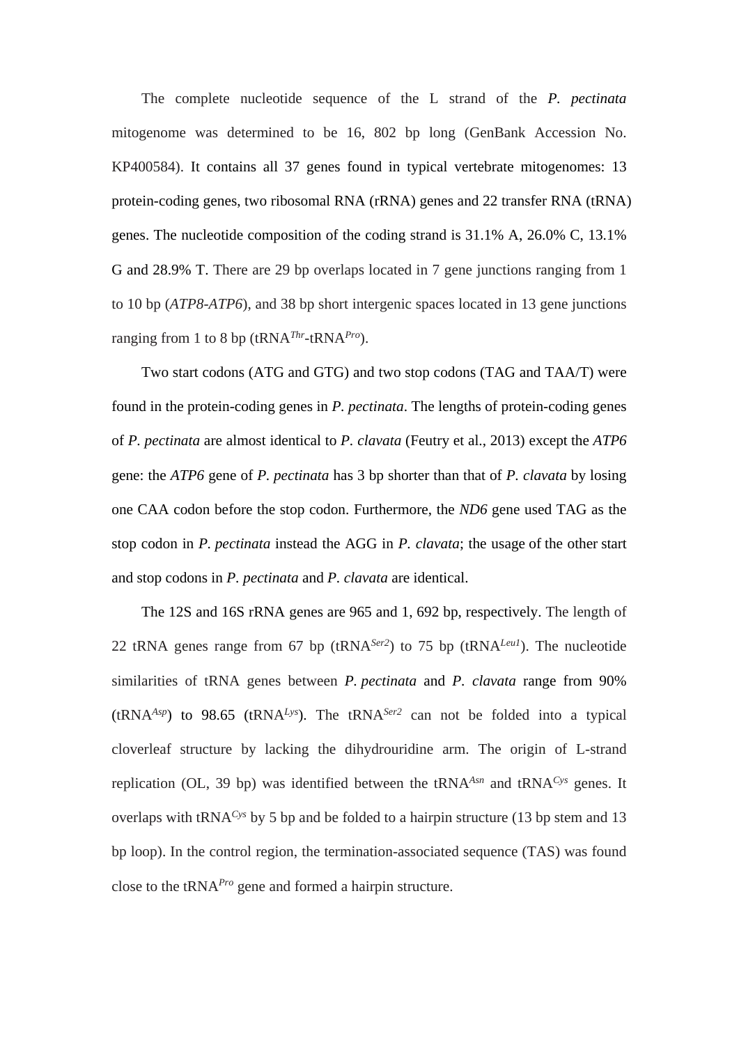The complete nucleotide sequence of the L strand of the *P. pectinata* mitogenome was determined to be 16, 802 bp long (GenBank Accession No. KP400584). It contains all 37 genes found in typical vertebrate mitogenomes: 13 protein-coding genes, two ribosomal RNA (rRNA) genes and 22 transfer RNA (tRNA) genes. The nucleotide composition of the coding strand is 31.1% A, 26.0% C, 13.1% G and 28.9% T. There are 29 bp overlaps located in 7 gene junctions ranging from 1 to 10 bp (*ATP8-ATP6*), and 38 bp short intergenic spaces located in 13 gene junctions ranging from 1 to 8 bp (tRNA$^{Thr}$-tRNA$^{Pro}$).

Two start codons (ATG and GTG) and two stop codons (TAG and TAA/T) were found in the protein-coding genes in *P. pectinata*. The lengths of protein-coding genes of *P. pectinata* are almost identical to *P. clavata* (Feutry et al., 2013) except the *ATP6* gene: the *ATP6* gene of *P. pectinata* has 3 bp shorter than that of *P. clavata* by losing one CAA codon before the stop codon. Furthermore, the *ND6* gene used TAG as the stop codon in *P. pectinata* instead the AGG in *P. clavata*; the usage of the other start and stop codons in *P. pectinata* and *P. clavata* are identical.

The 12S and 16S rRNA genes are 965 and 1, 692 bp, respectively. The length of 22 tRNA genes range from 67 bp (tRNA$^{Ser2}$) to 75 bp (tRNA$^{Leu1}$). The nucleotide similarities of tRNA genes between *P. pectinata* and *P. clavata* range from 90% (tRNA$^{Asp}$) to 98.65 (tRNA$^{Lys}$). The tRNA$^{Ser2}$ can not be folded into a typical cloverleaf structure by lacking the dihydrouridine arm. The origin of L-strand replication (OL, 39 bp) was identified between the tRNA$^{Asn}$ and tRNA$^{Cys}$ genes. It overlaps with tRNA$^{Cys}$ by 5 bp and be folded to a hairpin structure (13 bp stem and 13 bp loop). In the control region, the termination-associated sequence (TAS) was found close to the tRNA$^{Pro}$ gene and formed a hairpin structure.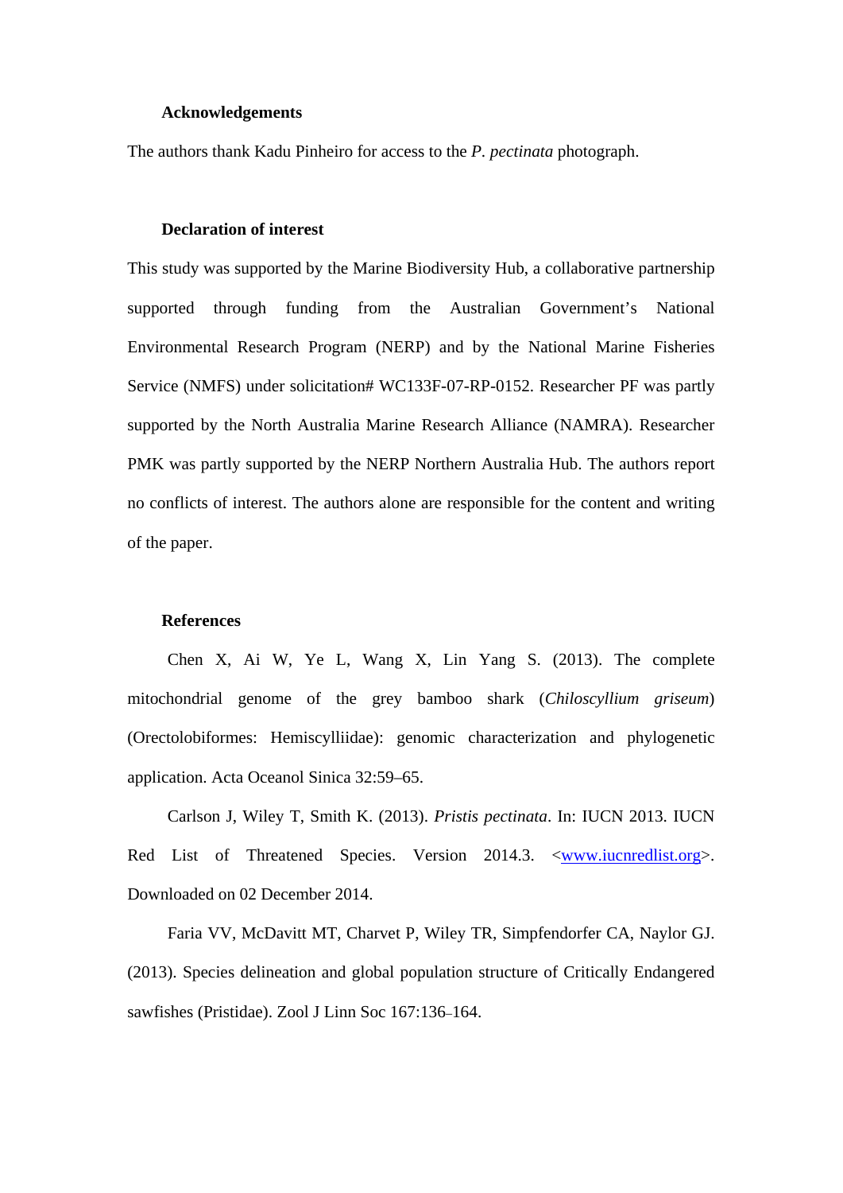### Acknowledgements

The authors thank Kadu Pinheiro for access to the *P. pectinata* photograph.

### Declaration of interest

This study was supported by the Marine Biodiversity Hub, a collaborative partnership supported through funding from the Australian Government's National Environmental Research Program (NERP) and by the National Marine Fisheries Service (NMFS) under solicitation# WC133F-07-RP-0152. Researcher PF was partly supported by the North Australia Marine Research Alliance (NAMRA). Researcher PMK was partly supported by the NERP Northern Australia Hub. The authors report no conflicts of interest. The authors alone are responsible for the content and writing of the paper.

### References

Chen X, Ai W, Ye L, Wang X, Lin Yang S. (2013). The complete mitochondrial genome of the grey bamboo shark (*Chiloscyllium griseum*) (Orectolobiformes: Hemiscylliidae): genomic characterization and phylogenetic application. Acta Oceanol Sinica 32:59–65.

Carlson J, Wiley T, Smith K. (2013). *Pristis pectinata*. In: IUCN 2013. IUCN Red List of Threatened Species. Version 2014.3. <www.iucnredlist.org>. Downloaded on 02 December 2014.

Faria VV, McDavitt MT, Charvet P, Wiley TR, Simpfendorfer CA, Naylor GJ. (2013). Species delineation and global population structure of Critically Endangered sawfishes (Pristidae). Zool J Linn Soc 167:136–164.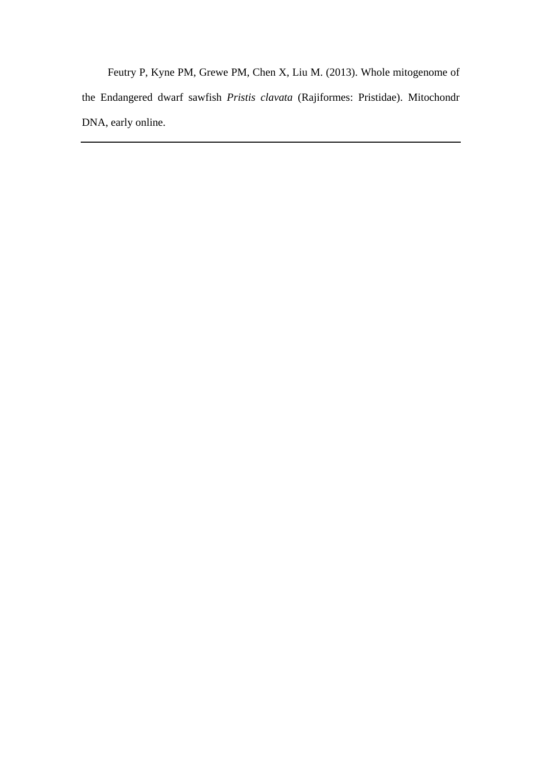Feutry P, Kyne PM, Grewe PM, Chen X, Liu M. (2013). Whole mitogenome of the Endangered dwarf sawfish *Pristis clavata* (Rajiformes: Pristidae). Mitochondr DNA, early online.

---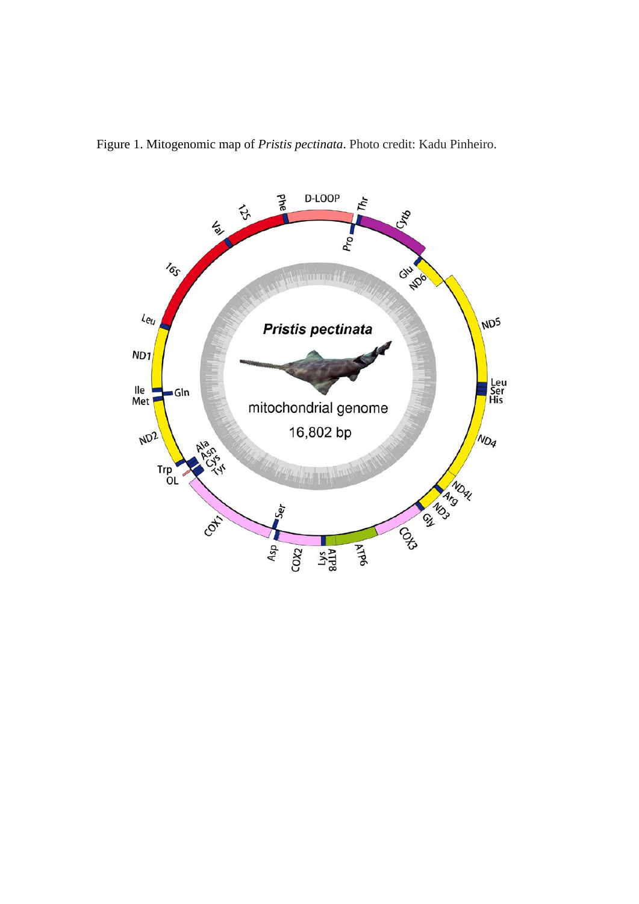Figure 1. Mitogenomic map of *Pristis pectinata*. Photo credit: Kadu Pinheiro.

D-LOOP
Phe
Thr
12S
Pro
Cytb
Val
Glu
ND6
16S
ND5
Leu
*Pristis pectinata*
ND1
Leu
Ser
His
Ile
Gln
Met
mitochondrial genome
16,802 bp
ND2
ND4
Ala
Asn
Cys
Trp
Tyr
OL
ND4L
Arg
ND3
Gly
COX1
Ser
COX3
Asp
COX2
Lys
ATP8
ATP6